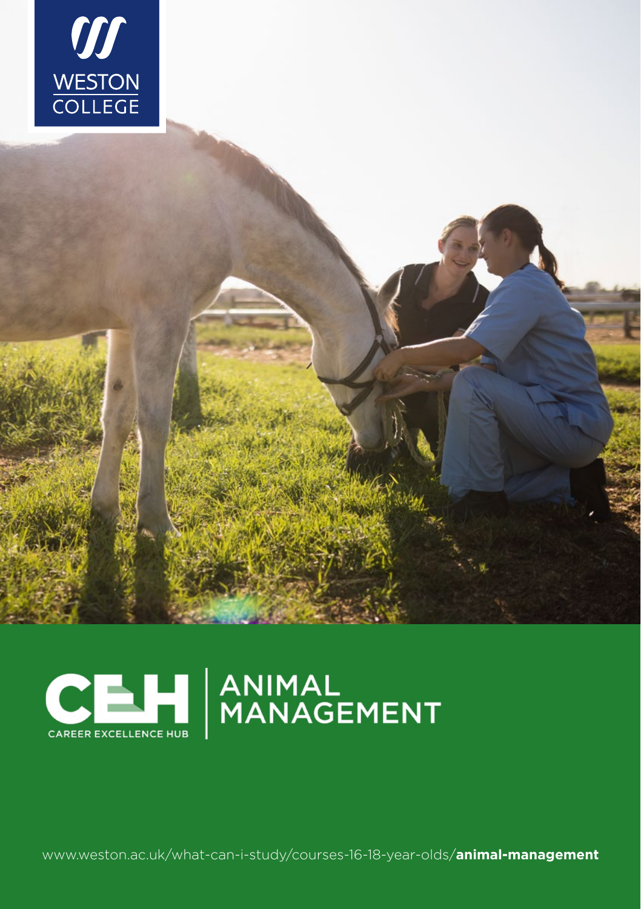WESTON COLLEGE

CAREER EXCELLENCE HUB

# ANIMAL MANAGEMENT

www.weston.ac.uk/what-can-i-study/courses-16-18-year-olds/**animal-management**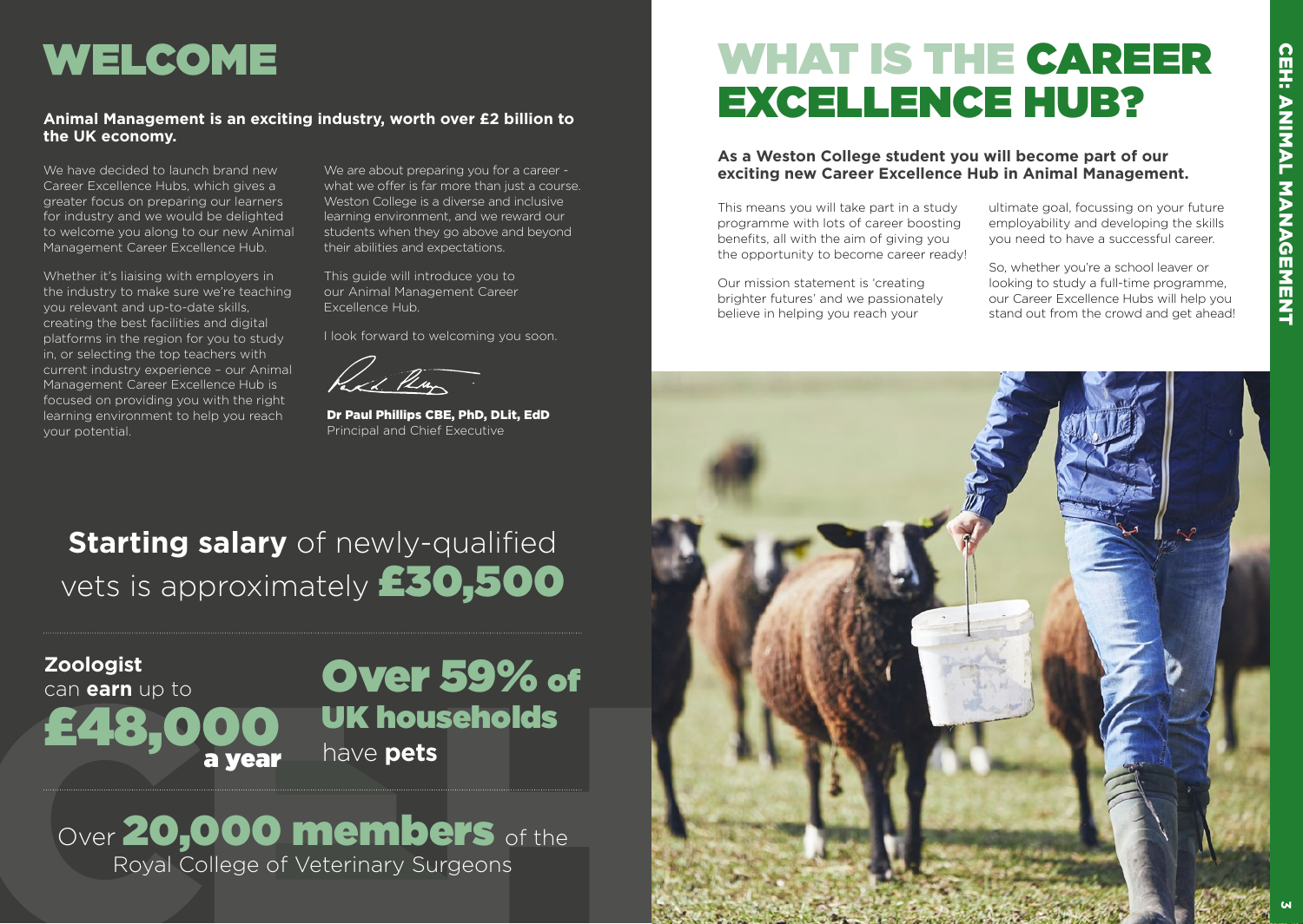# WELCOME

**Animal Management is an exciting industry, worth over £2 billion to the UK economy.**

We have decided to launch brand new Career Excellence Hubs, which gives a greater focus on preparing our learners for industry and we would be delighted to welcome you along to our new Animal Management Career Excellence Hub.

Whether it's liaising with employers in the industry to make sure we're teaching you relevant and up-to-date skills, creating the best facilities and digital platforms in the region for you to study in, or selecting the top teachers with current industry experience – our Animal Management Career Excellence Hub is focused on providing you with the right learning environment to help you reach your potential.

We are about preparing you for a career - what we offer is far more than just a course. Weston College is a diverse and inclusive learning environment, and we reward our students when they go above and beyond their abilities and expectations.

This guide will introduce you to our Animal Management Career Excellence Hub.

I look forward to welcoming you soon.

**Dr Paul Phillips CBE, PhD, DLit, EdD**
Principal and Chief Executive

**Starting salary** of newly-qualified vets is approximately **£30,500**

**Zoologist** can **earn** up to **£48,000 a year**

**Over 59% of UK households** have **pets**

Over **20,000 members** of the Royal College of Veterinary Surgeons

# WHAT IS THE CAREER EXCELLENCE HUB?

**As a Weston College student you will become part of our exciting new Career Excellence Hub in Animal Management.**

This means you will take part in a study programme with lots of career boosting benefits, all with the aim of giving you the opportunity to become career ready!

Our mission statement is 'creating brighter futures' and we passionately believe in helping you reach your ultimate goal, focussing on your future employability and developing the skills you need to have a successful career.

So, whether you're a school leaver or looking to study a full-time programme, our Career Excellence Hubs will help you stand out from the crowd and get ahead!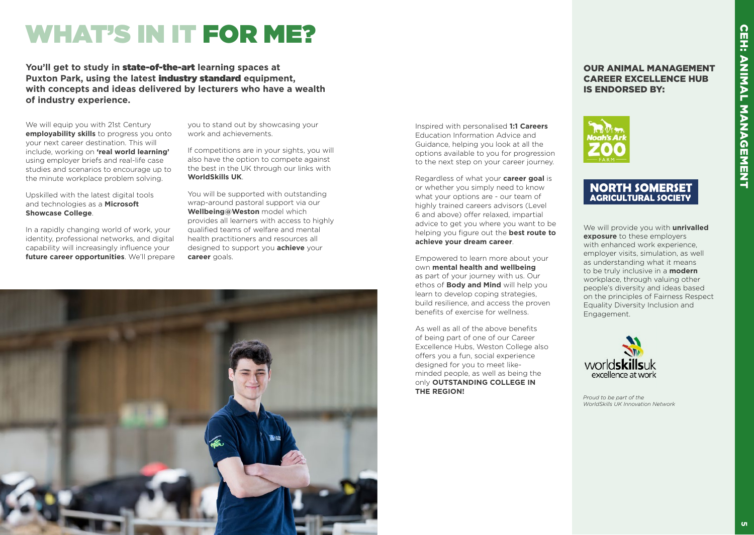# WHAT'S IN IT FOR ME?

**You'll get to study in state-of-the-art learning spaces at Puxton Park, using the latest industry standard equipment, with concepts and ideas delivered by lecturers who have a wealth of industry experience.**

We will equip you with 21st Century **employability skills** to progress you onto your next career destination. This will include, working on **'real world learning'** using employer briefs and real-life case studies and scenarios to encourage up to the minute workplace problem solving.

Upskilled with the latest digital tools and technologies as a **Microsoft Showcase College**.

In a rapidly changing world of work, your identity, professional networks, and digital capability will increasingly influence your **future career opportunities**. We'll prepare you to stand out by showcasing your work and achievements.

If competitions are in your sights, you will also have the option to compete against the best in the UK through our links with **WorldSkills UK**.

You will be supported with outstanding wrap-around pastoral support via our **Wellbeing@Weston** model which provides all learners with access to highly qualified teams of welfare and mental health practitioners and resources all designed to support you **achieve** your **career** goals.

Inspired with personalised **1:1 Careers** Education Information Advice and Guidance, helping you look at all the options available to you for progression to the next step on your career journey.

Regardless of what your **career goal** is or whether you simply need to know what your options are - our team of highly trained careers advisors (Level 6 and above) offer relaxed, impartial advice to get you where you want to be helping you figure out the **best route to achieve your dream career**.

Empowered to learn more about your own **mental health and wellbeing** as part of your journey with us. Our ethos of **Body and Mind** will help you learn to develop coping strategies, build resilience, and access the proven benefits of exercise for wellness.

As well as all of the above benefits of being part of one of our Career Excellence Hubs, Weston College also offers you a fun, social experience designed for you to meet like-minded people, as well as being the only **OUTSTANDING COLLEGE IN THE REGION!**

## OUR ANIMAL MANAGEMENT CAREER EXCELLENCE HUB IS ENDORSED BY:

Noah's Ark Zoo Farm

North Somerset Agricultural Society

We will provide you with **unrivalled exposure** to these employers with enhanced work experience, employer visits, simulation, as well as understanding what it means to be truly inclusive in a **modern** workplace, through valuing other people's diversity and ideas based on the principles of Fairness Respect Equality Diversity Inclusion and Engagement.

worldskillsuk excellence at work

*Proud to be part of the WorldSkills UK Innovation Network*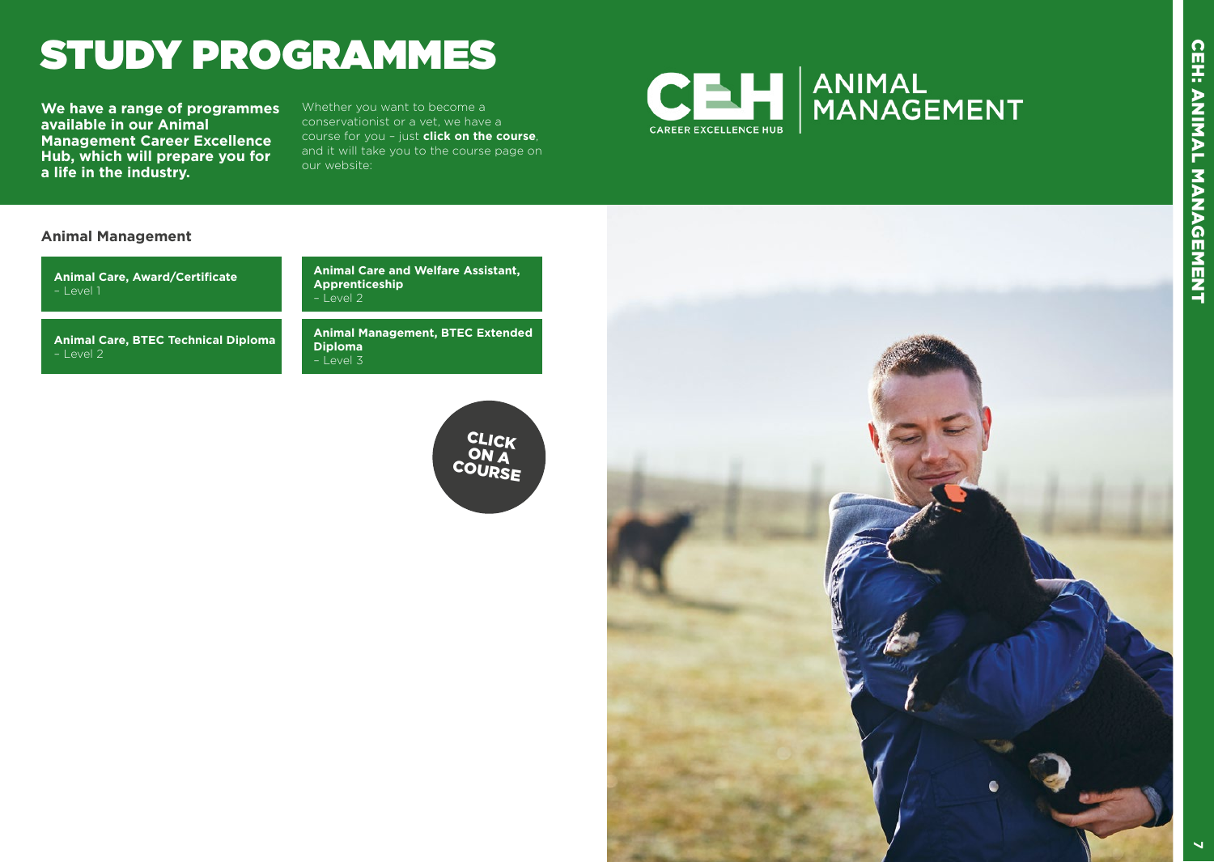# STUDY PROGRAMMES

**We have a range of programmes available in our Animal Management Career Excellence Hub, which will prepare you for a life in the industry.**

Whether you want to become a conservationist or a vet, we have a course for you – just **click on the course**, and it will take you to the course page on our website:

CEH CAREER EXCELLENCE HUB | ANIMAL MANAGEMENT

## Animal Management

- **Animal Care, Award/Certificate** – Level 1
- **Animal Care and Welfare Assistant, Apprenticeship** – Level 2
- **Animal Care, BTEC Technical Diploma** – Level 2
- **Animal Management, BTEC Extended Diploma** – Level 3

CLICK ON A COURSE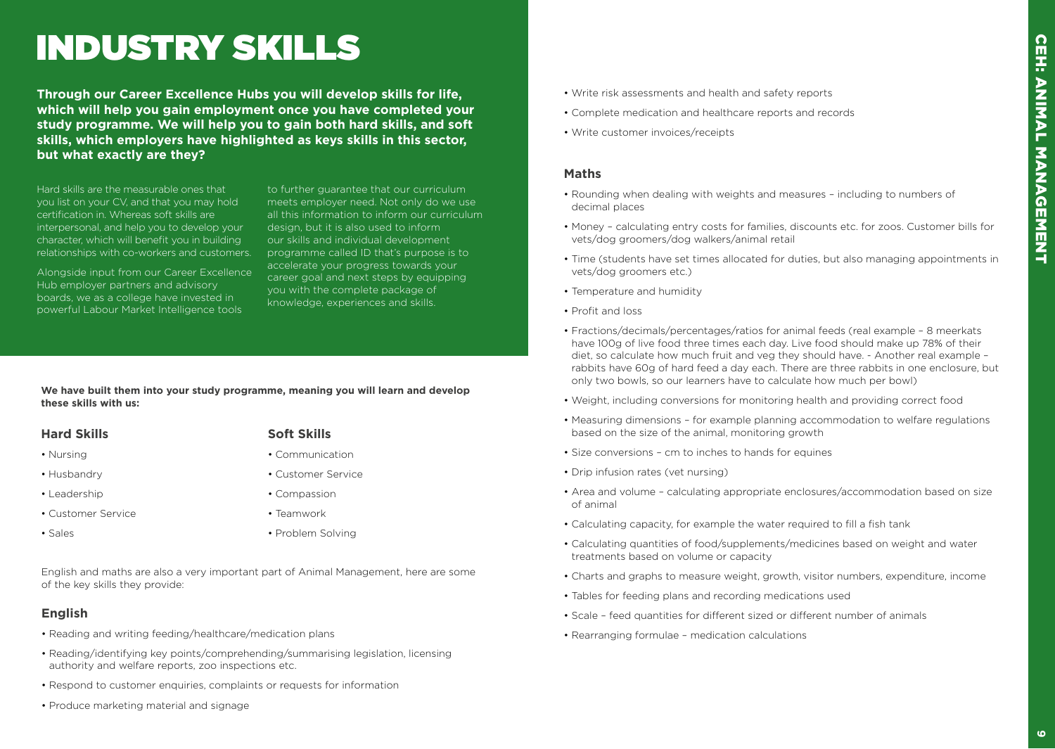# INDUSTRY SKILLS

**Through our Career Excellence Hubs you will develop skills for life, which will help you gain employment once you have completed your study programme. We will help you to gain both hard skills, and soft skills, which employers have highlighted as keys skills in this sector, but what exactly are they?**

Hard skills are the measurable ones that you list on your CV, and that you may hold certification in. Whereas soft skills are interpersonal, and help you to develop your character, which will benefit you in building relationships with co-workers and customers.

Alongside input from our Career Excellence Hub employer partners and advisory boards, we as a college have invested in powerful Labour Market Intelligence tools to further guarantee that our curriculum meets employer need. Not only do we use all this information to inform our curriculum design, but it is also used to inform our skills and individual development programme called ID that's purpose is to accelerate your progress towards your career goal and next steps by equipping you with the complete package of knowledge, experiences and skills.

**We have built them into your study programme, meaning you will learn and develop these skills with us:**

### Hard Skills

- Nursing
- Husbandry
- Leadership
- Customer Service
- Sales

### Soft Skills

- Communication
- Customer Service
- Compassion
- Teamwork
- Problem Solving

English and maths are also a very important part of Animal Management, here are some of the key skills they provide:

### English

- Reading and writing feeding/healthcare/medication plans
- Reading/identifying key points/comprehending/summarising legislation, licensing authority and welfare reports, zoo inspections etc.
- Respond to customer enquiries, complaints or requests for information
- Produce marketing material and signage
- Write risk assessments and health and safety reports
- Complete medication and healthcare reports and records
- Write customer invoices/receipts

### Maths

- Rounding when dealing with weights and measures – including to numbers of decimal places
- Money – calculating entry costs for families, discounts etc. for zoos. Customer bills for vets/dog groomers/dog walkers/animal retail
- Time (students have set times allocated for duties, but also managing appointments in vets/dog groomers etc.)
- Temperature and humidity
- Profit and loss
- Fractions/decimals/percentages/ratios for animal feeds (real example – 8 meerkats have 100g of live food three times each day. Live food should make up 78% of their diet, so calculate how much fruit and veg they should have. - Another real example – rabbits have 60g of hard feed a day each. There are three rabbits in one enclosure, but only two bowls, so our learners have to calculate how much per bowl)
- Weight, including conversions for monitoring health and providing correct food
- Measuring dimensions – for example planning accommodation to welfare regulations based on the size of the animal, monitoring growth
- Size conversions – cm to inches to hands for equines
- Drip infusion rates (vet nursing)
- Area and volume – calculating appropriate enclosures/accommodation based on size of animal
- Calculating capacity, for example the water required to fill a fish tank
- Calculating quantities of food/supplements/medicines based on weight and water treatments based on volume or capacity
- Charts and graphs to measure weight, growth, visitor numbers, expenditure, income
- Tables for feeding plans and recording medications used
- Scale – feed quantities for different sized or different number of animals
- Rearranging formulae – medication calculations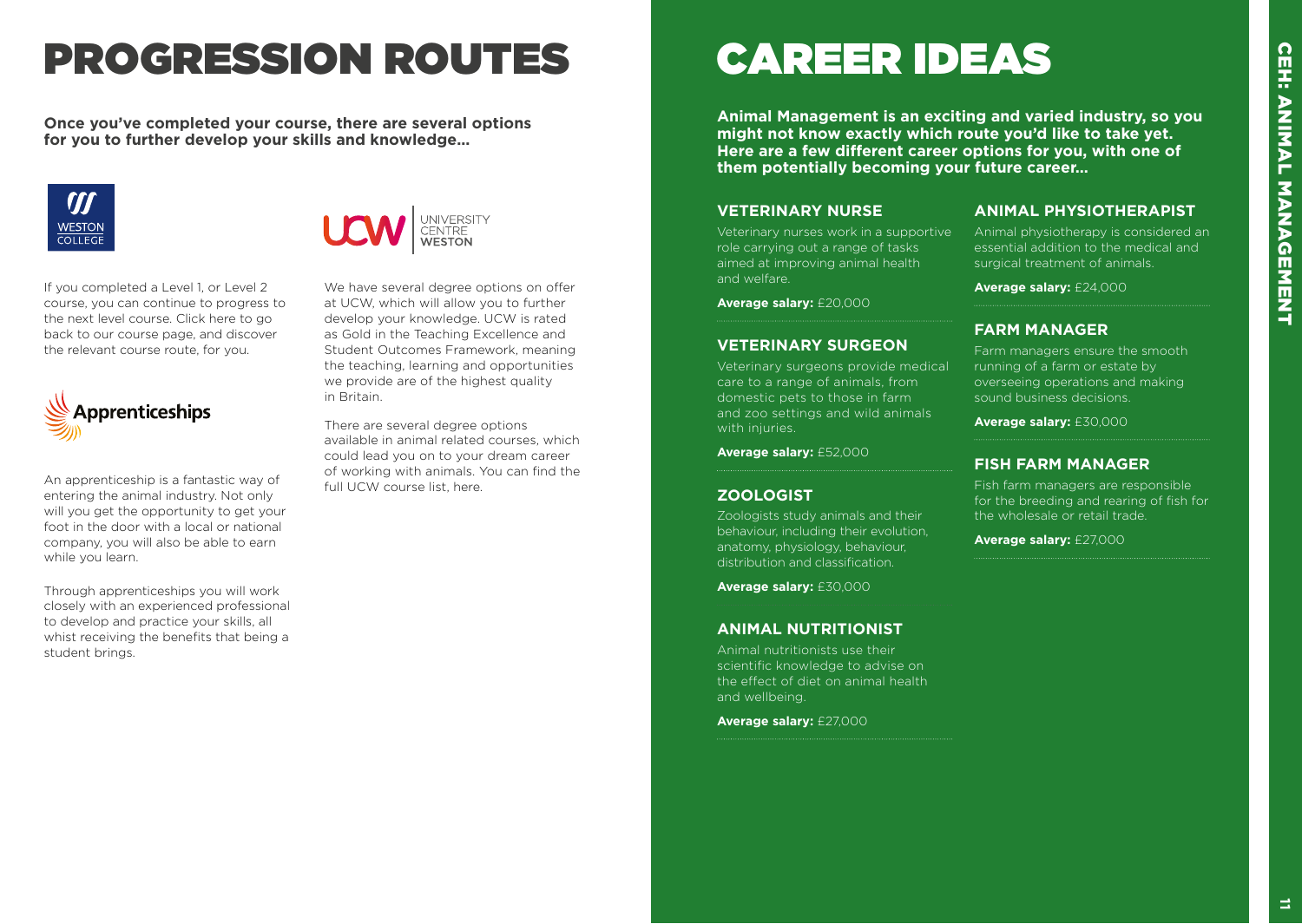# PROGRESSION ROUTES

**Once you've completed your course, there are several options for you to further develop your skills and knowledge...**

WESTON COLLEGE

If you completed a Level 1, or Level 2 course, you can continue to progress to the next level course. Click here to go back to our course page, and discover the relevant course route, for you.

Apprenticeships

An apprenticeship is a fantastic way of entering the animal industry. Not only will you get the opportunity to get your foot in the door with a local or national company, you will also be able to earn while you learn.

Through apprenticeships you will work closely with an experienced professional to develop and practice your skills, all whist receiving the benefits that being a student brings.

UCW UNIVERSITY CENTRE WESTON

We have several degree options on offer at UCW, which will allow you to further develop your knowledge. UCW is rated as Gold in the Teaching Excellence and Student Outcomes Framework, meaning the teaching, learning and opportunities we provide are of the highest quality in Britain.

There are several degree options available in animal related courses, which could lead you on to your dream career of working with animals. You can find the full UCW course list, here.

# CAREER IDEAS

**Animal Management is an exciting and varied industry, so you might not know exactly which route you'd like to take yet. Here are a few different career options for you, with one of them potentially becoming your future career...**

## VETERINARY NURSE

Veterinary nurses work in a supportive role carrying out a range of tasks aimed at improving animal health and welfare.

**Average salary:** £20,000

## VETERINARY SURGEON

Veterinary surgeons provide medical care to a range of animals, from domestic pets to those in farm and zoo settings and wild animals with injuries.

**Average salary:** £52,000

## ZOOLOGIST

Zoologists study animals and their behaviour, including their evolution, anatomy, physiology, behaviour, distribution and classification.

**Average salary:** £30,000

## ANIMAL NUTRITIONIST

Animal nutritionists use their scientific knowledge to advise on the effect of diet on animal health and wellbeing.

**Average salary:** £27,000

## ANIMAL PHYSIOTHERAPIST

Animal physiotherapy is considered an essential addition to the medical and surgical treatment of animals.

**Average salary:** £24,000

## FARM MANAGER

Farm managers ensure the smooth running of a farm or estate by overseeing operations and making sound business decisions.

**Average salary:** £30,000

## FISH FARM MANAGER

Fish farm managers are responsible for the breeding and rearing of fish for the wholesale or retail trade.

**Average salary:** £27,000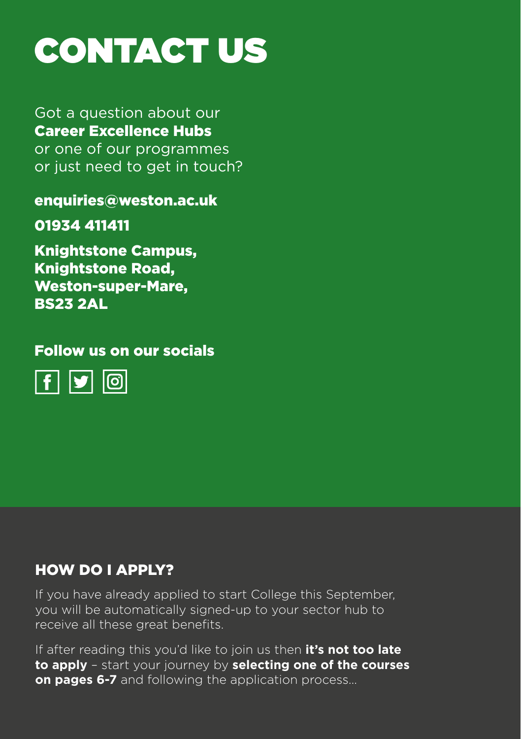# CONTACT US

Got a question about our **Career Excellence Hubs** or one of our programmes or just need to get in touch?

**enquiries@weston.ac.uk**

**01934 411411**

**Knightstone Campus,
Knightstone Road,
Weston-super-Mare,
BS23 2AL**

**Follow us on our socials**

## HOW DO I APPLY?

If you have already applied to start College this September, you will be automatically signed-up to your sector hub to receive all these great benefits.

If after reading this you'd like to join us then **it's not too late to apply** – start your journey by **selecting one of the courses on pages 6-7** and following the application process...